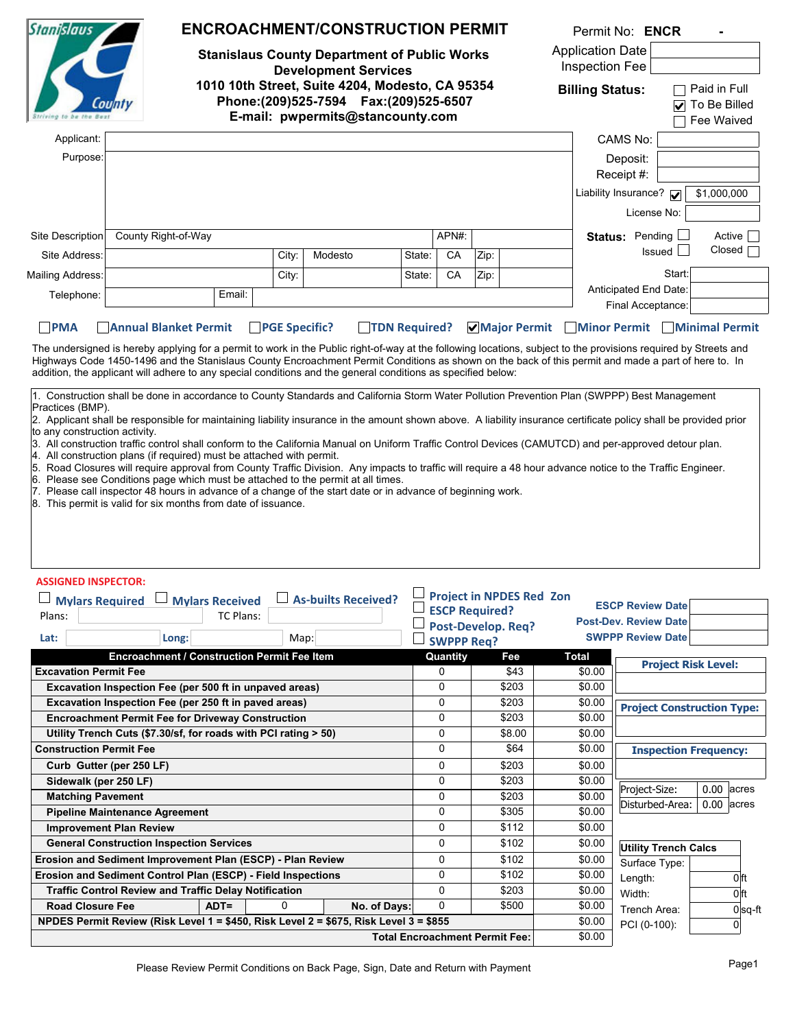# ENCROACHMENT/CONSTRUCTION PERMIT

**Stanislaus County Department of Public Works**
**Development Services**
**1010 10th Street, Suite 4204, Modesto, CA 95354**
**Phone:(209)525-7594 Fax:(209)525-6507**
**E-mail: pwpermits@stancounty.com**

Permit No: **ENCR -**

Application Date:
Inspection Fee:

**Billing Status:** ☐ Paid in Full ☑ To Be Billed ☐ Fee Waived

| | | | | | | | |
|---|---|---|---|---|---|---|---|
| Applicant: | | | | | | | |
| Purpose: | | | | | | | |
| Site Description | County Right-of-Way | | | | APN#: | | |
| Site Address: | | City: | Modesto | State: | CA | Zip: | |
| Mailing Address: | | City: | | State: | CA | Zip: | |
| Telephone: | | Email: | | | | | |

CAMS No:
Deposit:
Receipt #:
Liability Insurance? ☑ $1,000,000
License No:

**Status:** Pending ☐ Active ☐ Issued ☐ Closed ☐

Start:
Anticipated End Date:
Final Acceptance:

☐ PMA ☐ Annual Blanket Permit ☐ PGE Specific? ☐ TDN Required? ☑ Major Permit ☐ Minor Permit ☐ Minimal Permit

The undersigned is hereby applying for a permit to work in the Public right-of-way at the following locations, subject to the provisions required by Streets and Highways Code 1450-1496 and the Stanislaus County Encroachment Permit Conditions as shown on the back of this permit and made a part of here to. In addition, the applicant will adhere to any special conditions and the general conditions as specified below:

1. Construction shall be done in accordance to County Standards and California Storm Water Pollution Prevention Plan (SWPPP) Best Management Practices (BMP).
2. Applicant shall be responsible for maintaining liability insurance in the amount shown above. A liability insurance certificate policy shall be provided prior to any construction activity.
3. All construction traffic control shall conform to the California Manual on Uniform Traffic Control Devices (CAMUTCD) and per-approved detour plan.
4. All construction plans (if required) must be attached with permit.
5. Road Closures will require approval from County Traffic Division. Any impacts to traffic will require a 48 hour advance notice to the Traffic Engineer.
6. Please see Conditions page which must be attached to the permit at all times.
7. Please call inspector 48 hours in advance of a change of the start date or in advance of beginning work.
8. This permit is valid for six months from date of issuance.

**ASSIGNED INSPECTOR:**

☐ Mylars Required ☐ Mylars Received ☐ As-builts Received?

Plans: TC Plans:

Lat: Long: Map:

☐ Project in NPDES Red Zon
☐ ESCP Required?
☐ Post-Develop. Req?
☐ SWPPP Req?

ESCP Review Date:
Post-Dev. Review Date:
SWPPP Review Date:

| Encroachment / Construction Permit Fee Item | Quantity | Fee | Total |
|---|---|---|---|
| **Excavation Permit Fee** | 0 | $43 | $0.00 |
| Excavation Inspection Fee (per 500 ft in unpaved areas) | 0 | $203 | $0.00 |
| Excavation Inspection Fee (per 250 ft in paved areas) | 0 | $203 | $0.00 |
| Encroachment Permit Fee for Driveway Construction | 0 | $203 | $0.00 |
| Utility Trench Cuts ($7.30/sf, for roads with PCI rating > 50) | 0 | $8.00 | $0.00 |
| **Construction Permit Fee** | 0 | $64 | $0.00 |
| Curb Gutter (per 250 LF) | 0 | $203 | $0.00 |
| Sidewalk (per 250 LF) | 0 | $203 | $0.00 |
| Matching Pavement | 0 | $203 | $0.00 |
| Pipeline Maintenance Agreement | 0 | $305 | $0.00 |
| Improvement Plan Review | 0 | $112 | $0.00 |
| General Construction Inspection Services | 0 | $102 | $0.00 |
| **Erosion and Sediment Improvement Plan (ESCP) - Plan Review** | 0 | $102 | $0.00 |
| **Erosion and Sediment Control Plan (ESCP) - Field Inspections** | 0 | $102 | $0.00 |
| Traffic Control Review and Traffic Delay Notification | 0 | $203 | $0.00 |
| Road Closure Fee — ADT= 0 — No. of Days: | 0 | $500 | $0.00 |
| **NPDES Permit Review (Risk Level 1 = $450, Risk Level 2 = $675, Risk Level 3 = $855** | | | $0.00 |
| **Total Encroachment Permit Fee:** | | | $0.00 |

**Project Risk Level:**

**Project Construction Type:**

**Inspection Frequency:**

| | | |
|---|---|---|
| Project-Size: | 0.00 | acres |
| Disturbed-Area: | 0.00 | acres |

| Utility Trench Calcs | | |
|---|---|---|
| Surface Type: | | |
| Length: | 0 | ft |
| Width: | 0 | ft |
| Trench Area: | 0 | sq-ft |
| PCI (0-100): | 0 | |

Please Review Permit Conditions on Back Page, Sign, Date and Return with Payment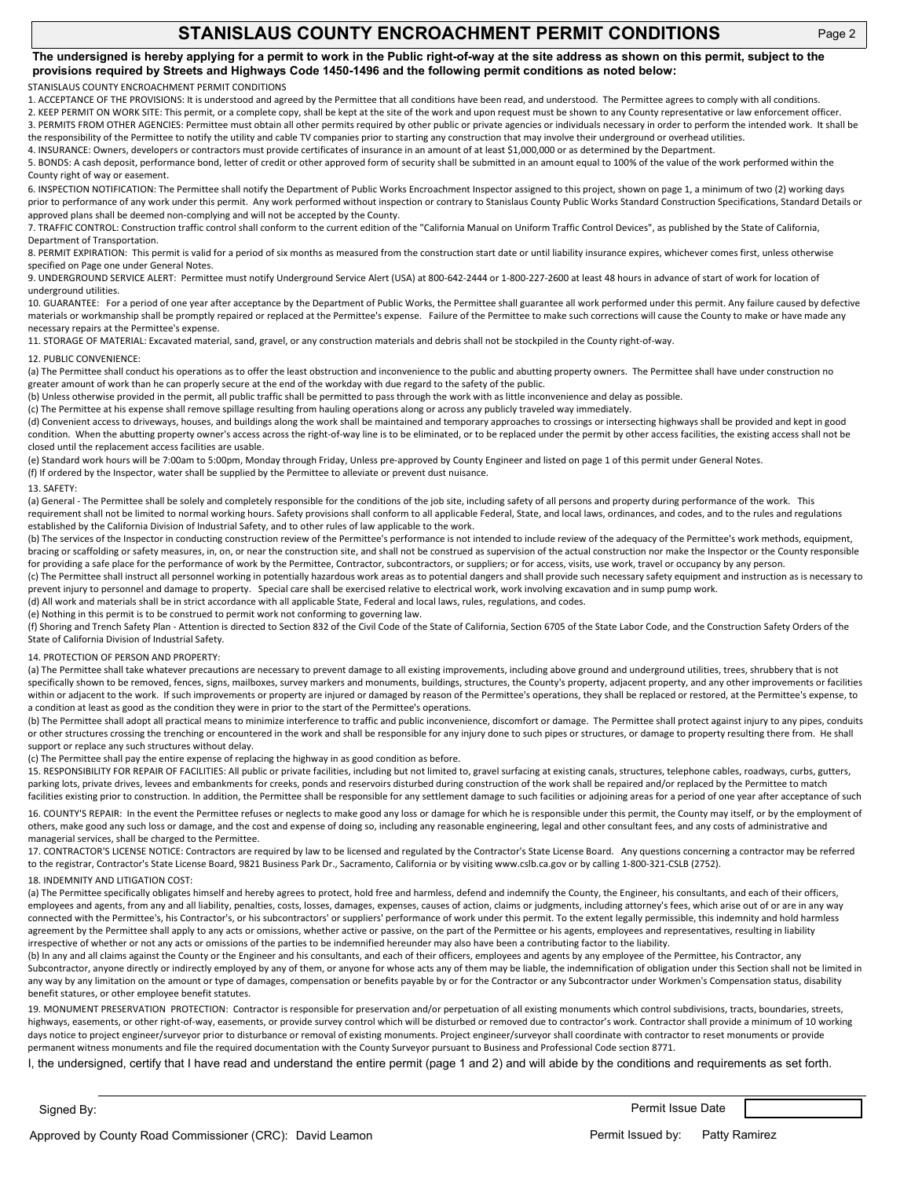# STANISLAUS COUNTY ENCROACHMENT PERMIT CONDITIONS

**The undersigned is hereby applying for a permit to work in the Public right-of-way at the site address as shown on this permit, subject to the provisions required by Streets and Highways Code 1450-1496 and the following permit conditions as noted below:**

STANISLAUS COUNTY ENCROACHMENT PERMIT CONDITIONS

1. ACCEPTANCE OF THE PROVISIONS: It is understood and agreed by the Permittee that all conditions have been read, and understood. The Permittee agrees to comply with all conditions.
2. KEEP PERMIT ON WORK SITE: This permit, or a complete copy, shall be kept at the site of the work and upon request must be shown to any County representative or law enforcement officer.
3. PERMITS FROM OTHER AGENCIES: Permittee must obtain all other permits required by other public or private agencies or individuals necessary in order to perform the intended work. It shall be the responsibility of the Permittee to notify the utility and cable TV companies prior to starting any construction that may involve their underground or overhead utilities.
4. INSURANCE: Owners, developers or contractors must provide certificates of insurance in an amount of at least $1,000,000 or as determined by the Department.
5. BONDS: A cash deposit, performance bond, letter of credit or other approved form of security shall be submitted in an amount equal to 100% of the value of the work performed within the County right of way or easement.
6. INSPECTION NOTIFICATION: The Permittee shall notify the Department of Public Works Encroachment Inspector assigned to this project, shown on page 1, a minimum of two (2) working days prior to performance of any work under this permit. Any work performed without inspection or contrary to Stanislaus County Public Works Standard Construction Specifications, Standard Details or approved plans shall be deemed non-complying and will not be accepted by the County.
7. TRAFFIC CONTROL: Construction traffic control shall conform to the current edition of the "California Manual on Uniform Traffic Control Devices", as published by the State of California, Department of Transportation.
8. PERMIT EXPIRATION: This permit is valid for a period of six months as measured from the construction start date or until liability insurance expires, whichever comes first, unless otherwise specified on Page one under General Notes.
9. UNDERGROUND SERVICE ALERT: Permittee must notify Underground Service Alert (USA) at 800-642-2444 or 1-800-227-2600 at least 48 hours in advance of start of work for location of underground utilities.
10. GUARANTEE: For a period of one year after acceptance by the Department of Public Works, the Permittee shall guarantee all work performed under this permit. Any failure caused by defective materials or workmanship shall be promptly repaired or replaced at the Permittee's expense. Failure of the Permittee to make such corrections will cause the County to make or have made any necessary repairs at the Permittee's expense.
11. STORAGE OF MATERIAL: Excavated material, sand, gravel, or any construction materials and debris shall not be stockpiled in the County right-of-way.

12. PUBLIC CONVENIENCE:

(a) The Permittee shall conduct his operations as to offer the least obstruction and inconvenience to the public and abutting property owners. The Permittee shall have under construction no greater amount of work than he can properly secure at the end of the workday with due regard to the safety of the public.
(b) Unless otherwise provided in the permit, all public traffic shall be permitted to pass through the work with as little inconvenience and delay as possible.
(c) The Permittee at his expense shall remove spillage resulting from hauling operations along or across any publicly traveled way immediately.
(d) Convenient access to driveways, houses, and buildings along the work shall be maintained and temporary approaches to crossings or intersecting highways shall be provided and kept in good condition. When the abutting property owner's access across the right-of-way line is to be eliminated, or to be replaced under the permit by other access facilities, the existing access shall not be closed until the replacement access facilities are usable.
(e) Standard work hours will be 7:00am to 5:00pm, Monday through Friday, Unless pre-approved by County Engineer and listed on page 1 of this permit under General Notes.
(f) If ordered by the Inspector, water shall be supplied by the Permittee to alleviate or prevent dust nuisance.

13. SAFETY:

(a) General - The Permittee shall be solely and completely responsible for the conditions of the job site, including safety of all persons and property during performance of the work. This requirement shall not be limited to normal working hours. Safety provisions shall conform to all applicable Federal, State, and local laws, ordinances, and codes, and to the rules and regulations established by the California Division of Industrial Safety, and to other rules of law applicable to the work.
(b) The services of the Inspector in conducting construction review of the Permittee's performance is not intended to include review of the adequacy of the Permittee's work methods, equipment, bracing or scaffolding or safety measures, in, on, or near the construction site, and shall not be construed as supervision of the actual construction nor make the Inspector or the County responsible for providing a safe place for the performance of work by the Permittee, Contractor, subcontractors, or suppliers; or for access, visits, use work, travel or occupancy by any person.
(c) The Permittee shall instruct all personnel working in potentially hazardous work areas as to potential dangers and shall provide such necessary safety equipment and instruction as is necessary to prevent injury to personnel and damage to property. Special care shall be exercised relative to electrical work, work involving excavation and in sump pump work.
(d) All work and materials shall be in strict accordance with all applicable State, Federal and local laws, rules, regulations, and codes.
(e) Nothing in this permit is to be construed to permit work not conforming to governing law.
(f) Shoring and Trench Safety Plan - Attention is directed to Section 832 of the Civil Code of the State of California, Section 6705 of the State Labor Code, and the Construction Safety Orders of the State of California Division of Industrial Safety.

14. PROTECTION OF PERSON AND PROPERTY:

(a) The Permittee shall take whatever precautions are necessary to prevent damage to all existing improvements, including above ground and underground utilities, trees, shrubbery that is not specifically shown to be removed, fences, signs, mailboxes, survey markers and monuments, buildings, structures, the County's property, adjacent property, and any other improvements or facilities within or adjacent to the work. If such improvements or property are injured or damaged by reason of the Permittee's operations, they shall be replaced or restored, at the Permittee's expense, to a condition at least as good as the condition they were in prior to the start of the Permittee's operations.
(b) The Permittee shall adopt all practical means to minimize interference to traffic and public inconvenience, discomfort or damage. The Permittee shall protect against injury to any pipes, conduits or other structures crossing the trenching or encountered in the work and shall be responsible for any injury done to such pipes or structures, or damage to property resulting there from. He shall support or replace any such structures without delay.
(c) The Permittee shall pay the entire expense of replacing the highway in as good condition as before.

15. RESPONSIBILITY FOR REPAIR OF FACILITIES: All public or private facilities, including but not limited to, gravel surfacing at existing canals, structures, telephone cables, roadways, curbs, gutters, parking lots, private drives, levees and embankments for creeks, ponds and reservoirs disturbed during construction of the work shall be repaired and/or replaced by the Permittee to match facilities existing prior to construction. In addition, the Permittee shall be responsible for any settlement damage to such facilities or adjoining areas for a period of one year after acceptance of such

16. COUNTY'S REPAIR: In the event the Permittee refuses or neglects to make good any loss or damage for which he is responsible under this permit, the County may itself, or by the employment of others, make good any such loss or damage, and the cost and expense of doing so, including any reasonable engineering, legal and other consultant fees, and any costs of administrative and managerial services, shall be charged to the Permittee.

17. CONTRACTOR'S LICENSE NOTICE: Contractors are required by law to be licensed and regulated by the Contractor's State License Board. Any questions concerning a contractor may be referred to the registrar, Contractor's State License Board, 9821 Business Park Dr., Sacramento, California or by visiting www.cslb.ca.gov or by calling 1-800-321-CSLB (2752).

18. INDEMNITY AND LITIGATION COST:

(a) The Permittee specifically obligates himself and hereby agrees to protect, hold free and harmless, defend and indemnify the County, the Engineer, his consultants, and each of their officers, employees and agents, from any and all liability, penalties, costs, losses, damages, expenses, causes of action, claims or judgments, including attorney's fees, which arise out of or are in any way connected with the Permittee's, his Contractor's, or his subcontractors' or suppliers' performance of work under this permit. To the extent legally permissible, this indemnity and hold harmless agreement by the Permittee shall apply to any acts or omissions, whether active or passive, on the part of the Permittee or his agents, employees and representatives, resulting in liability irrespective of whether or not any acts or omissions of the parties to be indemnified hereunder may also have been a contributing factor to the liability.
(b) In any and all claims against the County or the Engineer and his consultants, and each of their officers, employees and agents by any employee of the Permittee, his Contractor, any Subcontractor, anyone directly or indirectly employed by any of them, or anyone for whose acts any of them may be liable, the indemnification of obligation under this Section shall not be limited in any way by any limitation on the amount or type of damages, compensation or benefits payable by or for the Contractor or any Subcontractor under Workmen's Compensation status, disability benefit statures, or other employee benefit statutes.

19. MONUMENT PRESERVATION PROTECTION: Contractor is responsible for preservation and/or perpetuation of all existing monuments which control subdivisions, tracts, boundaries, streets, highways, easements, or other right-of-way, easements, or provide survey control which will be disturbed or removed due to contractor's work. Contractor shall provide a minimum of 10 working days notice to project engineer/surveyor prior to disturbance or removal of existing monuments. Project engineer/surveyor shall coordinate with contractor to reset monuments or provide permanent witness monuments and file the required documentation with the County Surveyor pursuant to Business and Professional Code section 8771.

I, the undersigned, certify that I have read and understand the entire permit (page 1 and 2) and will abide by the conditions and requirements as set forth.

Signed By: ______________________________ Permit Issue Date: __________

Approved by County Road Commissioner (CRC): David Leamon

Permit Issued by: Patty Ramirez